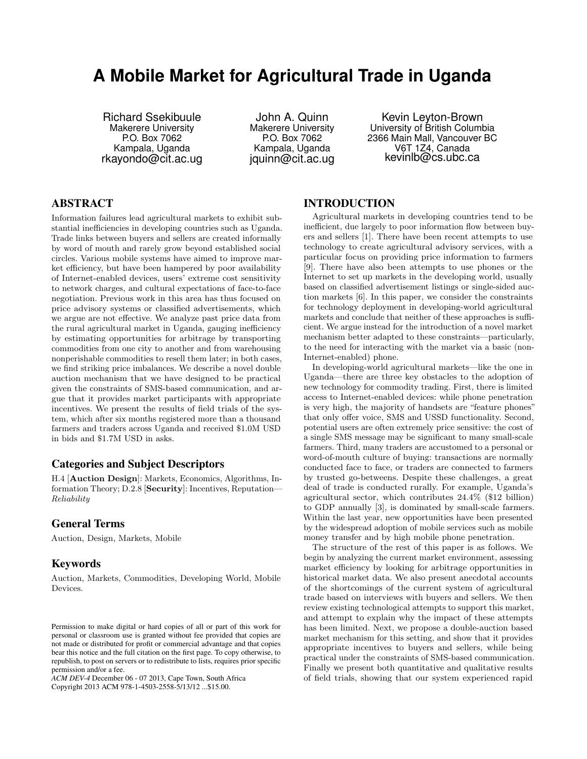# A Mobile Market for Agricultural Trade in Uganda

Richard Ssekibuule
Makerere University
P.O. Box 7062
Kampala, Uganda
rkayondo@cit.ac.ug

John A. Quinn
Makerere University
P.O. Box 7062
Kampala, Uganda
jquinn@cit.ac.ug

Kevin Leyton-Brown
University of British Columbia
2366 Main Mall, Vancouver BC
V6T 1Z4, Canada
kevinlb@cs.ubc.ca

## ABSTRACT

Information failures lead agricultural markets to exhibit substantial inefficiencies in developing countries such as Uganda. Trade links between buyers and sellers are created informally by word of mouth and rarely grow beyond established social circles. Various mobile systems have aimed to improve market efficiency, but have been hampered by poor availability of Internet-enabled devices, users' extreme cost sensitivity to network charges, and cultural expectations of face-to-face negotiation. Previous work in this area has thus focused on price advisory systems or classified advertisements, which we argue are not effective. We analyze past price data from the rural agricultural market in Uganda, gauging inefficiency by estimating opportunities for arbitrage by transporting commodities from one city to another and from warehousing nonperishable commodities to resell them later; in both cases, we find striking price imbalances. We describe a novel double auction mechanism that we have designed to be practical given the constraints of SMS-based communication, and argue that it provides market participants with appropriate incentives. We present the results of field trials of the system, which after six months registered more than a thousand farmers and traders across Uganda and received $1.0M USD in bids and $1.7M USD in asks.

### Categories and Subject Descriptors

H.4 [**Auction Design**]: Markets, Economics, Algorithms, Information Theory; D.2.8 [**Security**]: Incentives, Reputation—*Reliability*

### General Terms

Auction, Design, Markets, Mobile

### Keywords

Auction, Markets, Commodities, Developing World, Mobile Devices.

Permission to make digital or hard copies of all or part of this work for personal or classroom use is granted without fee provided that copies are not made or distributed for profit or commercial advantage and that copies bear this notice and the full citation on the first page. To copy otherwise, to republish, to post on servers or to redistribute to lists, requires prior specific permission and/or a fee.
*ACM DEV-4* December 06 - 07 2013, Cape Town, South Africa
Copyright 2013 ACM 978-1-4503-2558-5/13/12 ...$15.00.

## INTRODUCTION

Agricultural markets in developing countries tend to be inefficient, due largely to poor information flow between buyers and sellers [1]. There have been recent attempts to use technology to create agricultural advisory services, with a particular focus on providing price information to farmers [9]. There have also been attempts to use phones or the Internet to set up markets in the developing world, usually based on classified advertisement listings or single-sided auction markets [6]. In this paper, we consider the constraints for technology deployment in developing-world agricultural markets and conclude that neither of these approaches is sufficient. We argue instead for the introduction of a novel market mechanism better adapted to these constraints—particularly, to the need for interacting with the market via a basic (non-Internet-enabled) phone.

In developing-world agricultural markets—like the one in Uganda—there are three key obstacles to the adoption of new technology for commodity trading. First, there is limited access to Internet-enabled devices: while phone penetration is very high, the majority of handsets are "feature phones" that only offer voice, SMS and USSD functionality. Second, potential users are often extremely price sensitive: the cost of a single SMS message may be significant to many small-scale farmers. Third, many traders are accustomed to a personal or word-of-mouth culture of buying: transactions are normally conducted face to face, or traders are connected to farmers by trusted go-betweens. Despite these challenges, a great deal of trade is conducted rurally. For example, Uganda's agricultural sector, which contributes 24.4% ($12 billion) to GDP annually [3], is dominated by small-scale farmers. Within the last year, new opportunities have been presented by the widespread adoption of mobile services such as mobile money transfer and by high mobile phone penetration.

The structure of the rest of this paper is as follows. We begin by analyzing the current market environment, assessing market efficiency by looking for arbitrage opportunities in historical market data. We also present anecdotal accounts of the shortcomings of the current system of agricultural trade based on interviews with buyers and sellers. We then review existing technological attempts to support this market, and attempt to explain why the impact of these attempts has been limited. Next, we propose a double-auction based market mechanism for this setting, and show that it provides appropriate incentives to buyers and sellers, while being practical under the constraints of SMS-based communication. Finally we present both quantitative and qualitative results of field trials, showing that our system experienced rapid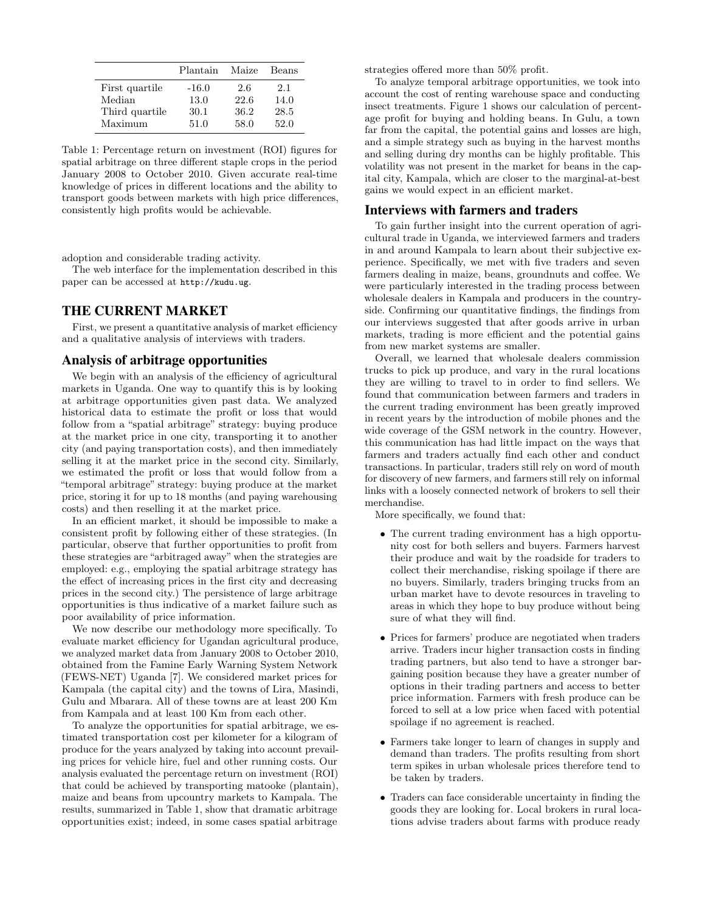|  | Plantain | Maize | Beans |
| --- | --- | --- | --- |
| First quartile | -16.0 | 2.6 | 2.1 |
| Median | 13.0 | 22.6 | 14.0 |
| Third quartile | 30.1 | 36.2 | 28.5 |
| Maximum | 51.0 | 58.0 | 52.0 |

Table 1: Percentage return on investment (ROI) figures for spatial arbitrage on three different staple crops in the period January 2008 to October 2010. Given accurate real-time knowledge of prices in different locations and the ability to transport goods between markets with high price differences, consistently high profits would be achievable.

adoption and considerable trading activity.

The web interface for the implementation described in this paper can be accessed at `http://kudu.ug`.

## THE CURRENT MARKET

First, we present a quantitative analysis of market efficiency and a qualitative analysis of interviews with traders.

### Analysis of arbitrage opportunities

We begin with an analysis of the efficiency of agricultural markets in Uganda. One way to quantify this is by looking at arbitrage opportunities given past data. We analyzed historical data to estimate the profit or loss that would follow from a "spatial arbitrage" strategy: buying produce at the market price in one city, transporting it to another city (and paying transportation costs), and then immediately selling it at the market price in the second city. Similarly, we estimated the profit or loss that would follow from a "temporal arbitrage" strategy: buying produce at the market price, storing it for up to 18 months (and paying warehousing costs) and then reselling it at the market price.

In an efficient market, it should be impossible to make a consistent profit by following either of these strategies. (In particular, observe that further opportunities to profit from these strategies are "arbitraged away" when the strategies are employed: e.g., employing the spatial arbitrage strategy has the effect of increasing prices in the first city and decreasing prices in the second city.) The persistence of large arbitrage opportunities is thus indicative of a market failure such as poor availability of price information.

We now describe our methodology more specifically. To evaluate market efficiency for Ugandan agricultural produce, we analyzed market data from January 2008 to October 2010, obtained from the Famine Early Warning System Network (FEWS-NET) Uganda [7]. We considered market prices for Kampala (the capital city) and the towns of Lira, Masindi, Gulu and Mbarara. All of these towns are at least 200 Km from Kampala and at least 100 Km from each other.

To analyze the opportunities for spatial arbitrage, we estimated transportation cost per kilometer for a kilogram of produce for the years analyzed by taking into account prevailing prices for vehicle hire, fuel and other running costs. Our analysis evaluated the percentage return on investment (ROI) that could be achieved by transporting matooke (plantain), maize and beans from upcountry markets to Kampala. The results, summarized in Table 1, show that dramatic arbitrage opportunities exist; indeed, in some cases spatial arbitrage strategies offered more than 50% profit.

To analyze temporal arbitrage opportunities, we took into account the cost of renting warehouse space and conducting insect treatments. Figure 1 shows our calculation of percentage profit for buying and holding beans. In Gulu, a town far from the capital, the potential gains and losses are high, and a simple strategy such as buying in the harvest months and selling during dry months can be highly profitable. This volatility was not present in the market for beans in the capital city, Kampala, which are closer to the marginal-at-best gains we would expect in an efficient market.

### Interviews with farmers and traders

To gain further insight into the current operation of agricultural trade in Uganda, we interviewed farmers and traders in and around Kampala to learn about their subjective experience. Specifically, we met with five traders and seven farmers dealing in maize, beans, groundnuts and coffee. We were particularly interested in the trading process between wholesale dealers in Kampala and producers in the countryside. Confirming our quantitative findings, the findings from our interviews suggested that after goods arrive in urban markets, trading is more efficient and the potential gains from new market systems are smaller.

Overall, we learned that wholesale dealers commission trucks to pick up produce, and vary in the rural locations they are willing to travel to in order to find sellers. We found that communication between farmers and traders in the current trading environment has been greatly improved in recent years by the introduction of mobile phones and the wide coverage of the GSM network in the country. However, this communication has had little impact on the ways that farmers and traders actually find each other and conduct transactions. In particular, traders still rely on word of mouth for discovery of new farmers, and farmers still rely on informal links with a loosely connected network of brokers to sell their merchandise.

More specifically, we found that:

- The current trading environment has a high opportunity cost for both sellers and buyers. Farmers harvest their produce and wait by the roadside for traders to collect their merchandise, risking spoilage if there are no buyers. Similarly, traders bringing trucks from an urban market have to devote resources in traveling to areas in which they hope to buy produce without being sure of what they will find.
- Prices for farmers' produce are negotiated when traders arrive. Traders incur higher transaction costs in finding trading partners, but also tend to have a stronger bargaining position because they have a greater number of options in their trading partners and access to better price information. Farmers with fresh produce can be forced to sell at a low price when faced with potential spoilage if no agreement is reached.
- Farmers take longer to learn of changes in supply and demand than traders. The profits resulting from short term spikes in urban wholesale prices therefore tend to be taken by traders.
- Traders can face considerable uncertainty in finding the goods they are looking for. Local brokers in rural locations advise traders about farms with produce ready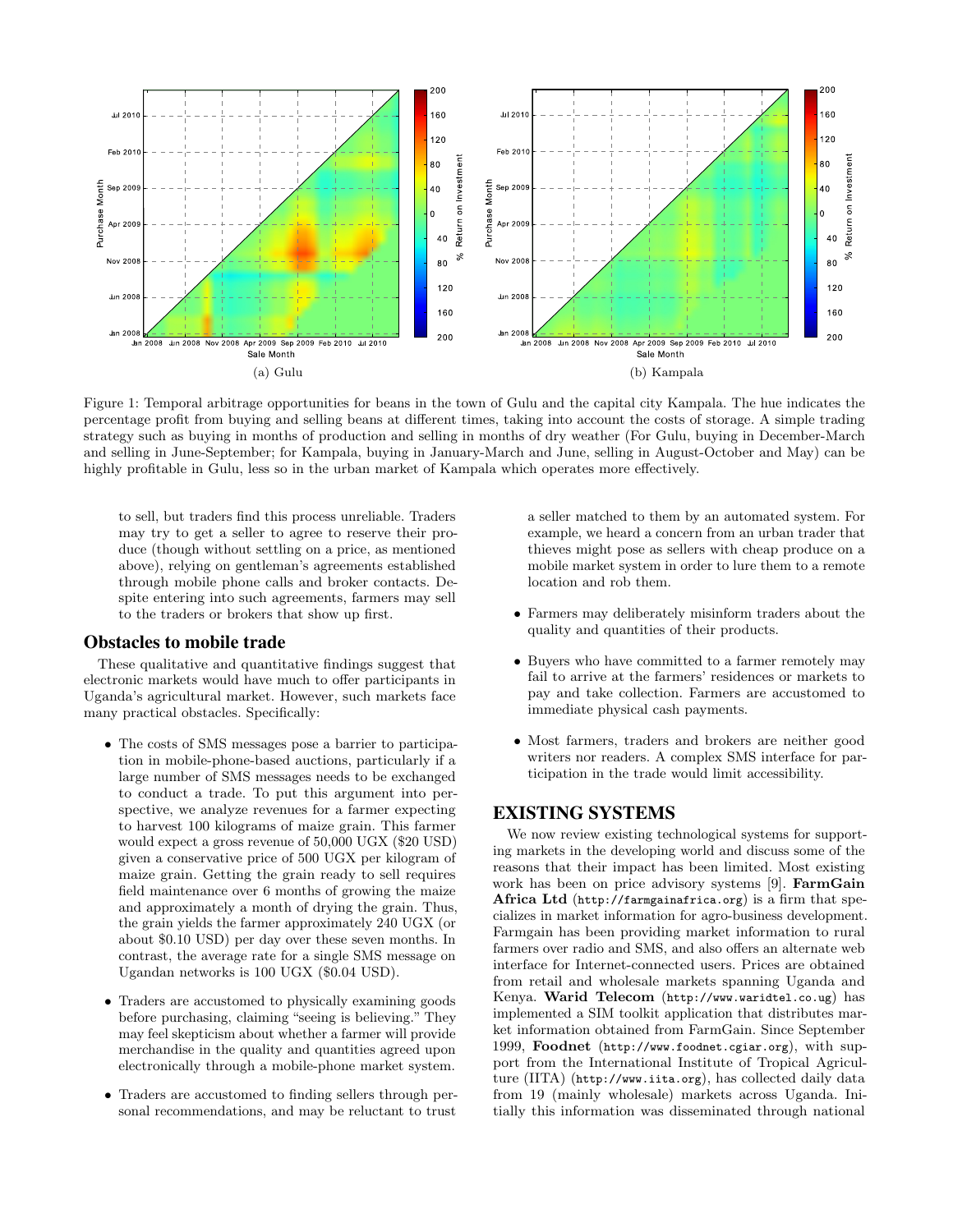Figure 1: Temporal arbitrage opportunities for beans in the town of Gulu and the capital city Kampala. The hue indicates the percentage profit from buying and selling beans at different times, taking into account the costs of storage. A simple trading strategy such as buying in months of production and selling in months of dry weather (For Gulu, buying in December-March and selling in June-September; for Kampala, buying in January-March and June, selling in August-October and May) can be highly profitable in Gulu, less so in the urban market of Kampala which operates more effectively.

to sell, but traders find this process unreliable. Traders may try to get a seller to agree to reserve their produce (though without settling on a price, as mentioned above), relying on gentleman's agreements established through mobile phone calls and broker contacts. Despite entering into such agreements, farmers may sell to the traders or brokers that show up first.

## Obstacles to mobile trade

These qualitative and quantitative findings suggest that electronic markets would have much to offer participants in Uganda's agricultural market. However, such markets face many practical obstacles. Specifically:

- The costs of SMS messages pose a barrier to participation in mobile-phone-based auctions, particularly if a large number of SMS messages needs to be exchanged to conduct a trade. To put this argument into perspective, we analyze revenues for a farmer expecting to harvest 100 kilograms of maize grain. This farmer would expect a gross revenue of 50,000 UGX ($20 USD) given a conservative price of 500 UGX per kilogram of maize grain. Getting the grain ready to sell requires field maintenance over 6 months of growing the maize and approximately a month of drying the grain. Thus, the grain yields the farmer approximately 240 UGX (or about $0.10 USD) per day over these seven months. In contrast, the average rate for a single SMS message on Ugandan networks is 100 UGX ($0.04 USD).
- Traders are accustomed to physically examining goods before purchasing, claiming "seeing is believing." They may feel skepticism about whether a farmer will provide merchandise in the quality and quantities agreed upon electronically through a mobile-phone market system.
- Traders are accustomed to finding sellers through personal recommendations, and may be reluctant to trust a seller matched to them by an automated system. For example, we heard a concern from an urban trader that thieves might pose as sellers with cheap produce on a mobile market system in order to lure them to a remote location and rob them.
- Farmers may deliberately misinform traders about the quality and quantities of their products.
- Buyers who have committed to a farmer remotely may fail to arrive at the farmers' residences or markets to pay and take collection. Farmers are accustomed to immediate physical cash payments.
- Most farmers, traders and brokers are neither good writers nor readers. A complex SMS interface for participation in the trade would limit accessibility.

## EXISTING SYSTEMS

We now review existing technological systems for supporting markets in the developing world and discuss some of the reasons that their impact has been limited. Most existing work has been on price advisory systems [9]. **FarmGain Africa Ltd** (`http://farmgainafrica.org`) is a firm that specializes in market information for agro-business development. Farmgain has been providing market information to rural farmers over radio and SMS, and also offers an alternate web interface for Internet-connected users. Prices are obtained from retail and wholesale markets spanning Uganda and Kenya. **Warid Telecom** (`http://www.waridtel.co.ug`) has implemented a SIM toolkit application that distributes market information obtained from FarmGain. Since September 1999, **Foodnet** (`http://www.foodnet.cgiar.org`), with support from the International Institute of Tropical Agriculture (IITA) (`http://www.iita.org`), has collected daily data from 19 (mainly wholesale) markets across Uganda. Initially this information was disseminated through national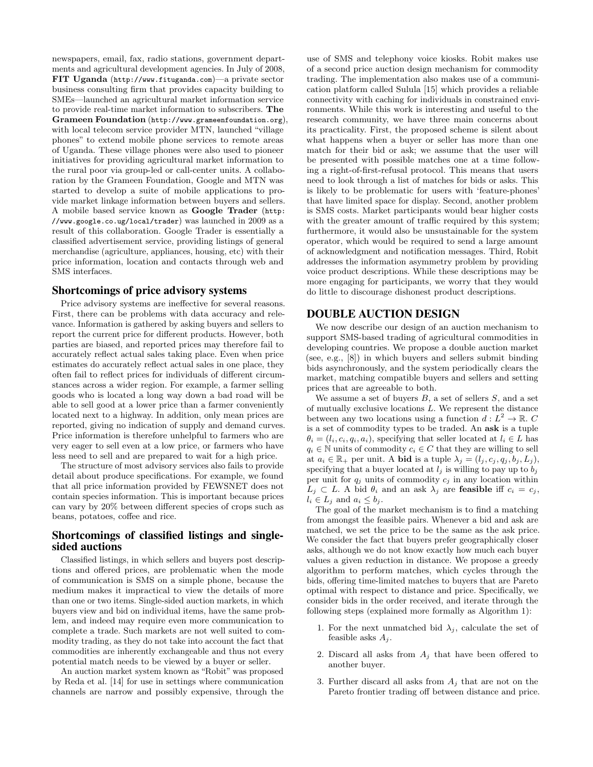newspapers, email, fax, radio stations, government departments and agricultural development agencies. In July of 2008, **FIT Uganda** (http://www.fituganda.com)—a private sector business consulting firm that provides capacity building to SMEs—launched an agricultural market information service to provide real-time market information to subscribers. **The Grameen Foundation** (http://www.grameenfoundation.org), with local telecom service provider MTN, launched "village phones" to extend mobile phone services to remote areas of Uganda. These village phones were also used to pioneer initiatives for providing agricultural market information to the rural poor via group-led or call-center units. A collaboration by the Grameen Foundation, Google and MTN was started to develop a suite of mobile applications to provide market linkage information between buyers and sellers. A mobile based service known as **Google Trader** (http://www.google.co.ug/local/trader) was launched in 2009 as a result of this collaboration. Google Trader is essentially a classified advertisement service, providing listings of general merchandise (agriculture, appliances, housing, etc) with their price information, location and contacts through web and SMS interfaces.

## Shortcomings of price advisory systems

Price advisory systems are ineffective for several reasons. First, there can be problems with data accuracy and relevance. Information is gathered by asking buyers and sellers to report the current price for different products. However, both parties are biased, and reported prices may therefore fail to accurately reflect actual sales taking place. Even when price estimates do accurately reflect actual sales in one place, they often fail to reflect prices for individuals of different circumstances across a wider region. For example, a farmer selling goods who is located a long way down a bad road will be able to sell good at a lower price than a farmer conveniently located next to a highway. In addition, only mean prices are reported, giving no indication of supply and demand curves. Price information is therefore unhelpful to farmers who are very eager to sell even at a low price, or farmers who have less need to sell and are prepared to wait for a high price.

The structure of most advisory services also fails to provide detail about produce specifications. For example, we found that all price information provided by FEWSNET does not contain species information. This is important because prices can vary by 20% between different species of crops such as beans, potatoes, coffee and rice.

## Shortcomings of classified listings and single-sided auctions

Classified listings, in which sellers and buyers post descriptions and offered prices, are problematic when the mode of communication is SMS on a simple phone, because the medium makes it impractical to view the details of more than one or two items. Single-sided auction markets, in which buyers view and bid on individual items, have the same problem, and indeed may require even more communication to complete a trade. Such markets are not well suited to commodity trading, as they do not take into account the fact that commodities are inherently exchangeable and thus not every potential match needs to be viewed by a buyer or seller.

An auction market system known as "Robit" was proposed by Reda et al. [14] for use in settings where communication channels are narrow and possibly expensive, through the use of SMS and telephony voice kiosks. Robit makes use of a second price auction design mechanism for commodity trading. The implementation also makes use of a communication platform called Sulula [15] which provides a reliable connectivity with caching for individuals in constrained environments. While this work is interesting and useful to the research community, we have three main concerns about its practicality. First, the proposed scheme is silent about what happens when a buyer or seller has more than one match for their bid or ask; we assume that the user will be presented with possible matches one at a time following a right-of-first-refusal protocol. This means that users need to look through a list of matches for bids or asks. This is likely to be problematic for users with 'feature-phones' that have limited space for display. Second, another problem is SMS costs. Market participants would bear higher costs with the greater amount of traffic required by this system; furthermore, it would also be unsustainable for the system operator, which would be required to send a large amount of acknowledgment and notification messages. Third, Robit addresses the information asymmetry problem by providing voice product descriptions. While these descriptions may be more engaging for participants, we worry that they would do little to discourage dishonest product descriptions.

# DOUBLE AUCTION DESIGN

We now describe our design of an auction mechanism to support SMS-based trading of agricultural commodities in developing countries. We propose a double auction market (see, e.g., [8]) in which buyers and sellers submit binding bids asynchronously, and the system periodically clears the market, matching compatible buyers and sellers and setting prices that are agreeable to both.

We assume a set of buyers $B$, a set of sellers $S$, and a set of mutually exclusive locations $L$. We represent the distance between any two locations using a function $d : L^2 \to \mathbb{R}$. $C$ is a set of commodity types to be traded. An **ask** is a tuple $\theta_i = (l_i, c_i, q_i, a_i)$, specifying that seller located at $l_i \in L$ has $q_i \in \mathbb{N}$ units of commodity $c_i \in C$ that they are willing to sell at $a_i \in \mathbb{R}_+$ per unit. A **bid** is a tuple $\lambda_j = (l_j, c_j, q_j, b_j, L_j)$, specifying that a buyer located at $l_j$ is willing to pay up to $b_j$ per unit for $q_j$ units of commodity $c_j$ in any location within $L_j \subset L$. A bid $\theta_i$ and an ask $\lambda_j$ are **feasible** iff $c_i = c_j$, $l_i \in L_j$ and $a_i \leq b_j$.

The goal of the market mechanism is to find a matching from amongst the feasible pairs. Whenever a bid and ask are matched, we set the price to be the same as the ask price. We consider the fact that buyers prefer geographically closer asks, although we do not know exactly how much each buyer values a given reduction in distance. We propose a greedy algorithm to perform matches, which cycles through the bids, offering time-limited matches to buyers that are Pareto optimal with respect to distance and price. Specifically, we consider bids in the order received, and iterate through the following steps (explained more formally as Algorithm 1):

1. For the next unmatched bid $\lambda_j$, calculate the set of feasible asks $A_j$.
2. Discard all asks from $A_j$ that have been offered to another buyer.
3. Further discard all asks from $A_j$ that are not on the Pareto frontier trading off between distance and price.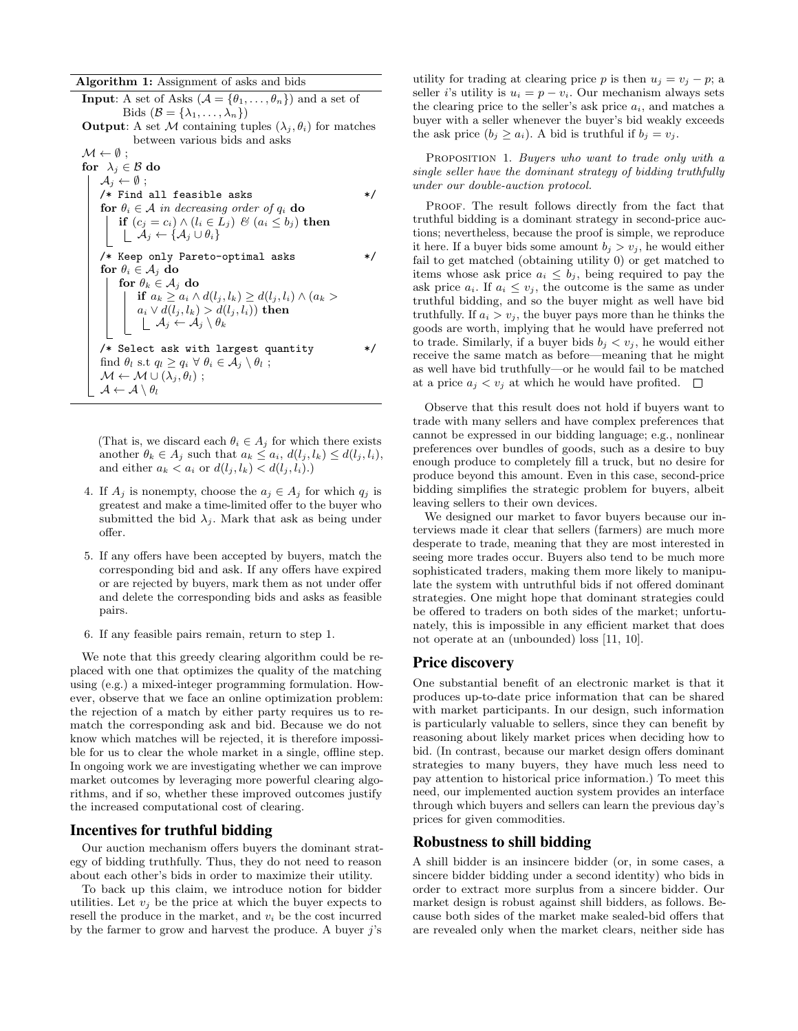**Algorithm 1:** Assignment of asks and bids

```
Input: A set of Asks (A = {θ_1, ..., θ_n}) and a set of
       Bids (B = {λ_1, ..., λ_n})
Output: A set M containing tuples (λ_j, θ_i) for matches
        between various bids and asks
M ← ∅ ;
for λ_j ∈ B do
    A_j ← ∅ ;
    /* Find all feasible asks */
    for θ_i ∈ A in decreasing order of q_i do
        if (c_j = c_i) ∧ (l_i ∈ L_j) & (a_i ≤ b_j) then
            A_j ← {A_j ∪ θ_i}
    /* Keep only Pareto-optimal asks */
    for θ_i ∈ A_j do
        for θ_k ∈ A_j do
            if a_k ≥ a_i ∧ d(l_j, l_k) ≥ d(l_j, l_i) ∧ (a_k >
            a_i ∨ d(l_j, l_k) > d(l_j, l_i)) then
                A_j ← A_j \ θ_k
    /* Select ask with largest quantity */
    find θ_l s.t q_l ≥ q_i ∀ θ_i ∈ A_j \ θ_l ;
    M ← M ∪ (λ_j, θ_l) ;
    A ← A \ θ_l
```

(That is, we discard each $\theta_i \in A_j$ for which there exists another $\theta_k \in A_j$ such that $a_k \leq a_i$, $d(l_j, l_k) \leq d(l_j, l_i)$, and either $a_k < a_i$ or $d(l_j, l_k) < d(l_j, l_i)$.)

4. If $A_j$ is nonempty, choose the $a_j \in A_j$ for which $q_j$ is greatest and make a time-limited offer to the buyer who submitted the bid $\lambda_j$. Mark that ask as being under offer.

5. If any offers have been accepted by buyers, match the corresponding bid and ask. If any offers have expired or are rejected by buyers, mark them as not under offer and delete the corresponding bids and asks as feasible pairs.

6. If any feasible pairs remain, return to step 1.

We note that this greedy clearing algorithm could be replaced with one that optimizes the quality of the matching using (e.g.) a mixed-integer programming formulation. However, observe that we face an online optimization problem: the rejection of a match by either party requires us to rematch the corresponding ask and bid. Because we do not know which matches will be rejected, it is therefore impossible for us to clear the whole market in a single, offline step. In ongoing work we are investigating whether we can improve market outcomes by leveraging more powerful clearing algorithms, and if so, whether these improved outcomes justify the increased computational cost of clearing.

## Incentives for truthful bidding

Our auction mechanism offers buyers the dominant strategy of bidding truthfully. Thus, they do not need to reason about each other's bids in order to maximize their utility.

To back up this claim, we introduce notion for bidder utilities. Let $v_j$ be the price at which the buyer expects to resell the produce in the market, and $v_i$ be the cost incurred by the farmer to grow and harvest the produce. A buyer $j$'s utility for trading at clearing price $p$ is then $u_j = v_j - p$; a seller $i$'s utility is $u_i = p - v_i$. Our mechanism always sets the clearing price to the seller's ask price $a_i$, and matches a buyer with a seller whenever the buyer's bid weakly exceeds the ask price ($b_j \geq a_i$). A bid is truthful if $b_j = v_j$.

PROPOSITION 1. *Buyers who want to trade only with a single seller have the dominant strategy of bidding truthfully under our double-auction protocol.*

PROOF. The result follows directly from the fact that truthful bidding is a dominant strategy in second-price auctions; nevertheless, because the proof is simple, we reproduce it here. If a buyer bids some amount $b_j > v_j$, he would either fail to get matched (obtaining utility 0) or get matched to items whose ask price $a_i \leq b_j$, being required to pay the ask price $a_i$. If $a_i \leq v_j$, the outcome is the same as under truthful bidding, and so the buyer might as well have bid truthfully. If $a_i > v_j$, the buyer pays more than he thinks the goods are worth, implying that he would have preferred not to trade. Similarly, if a buyer bids $b_j < v_j$, he would either receive the same match as before—meaning that he might as well have bid truthfully—or he would fail to be matched at a price $a_j < v_j$ at which he would have profited. □

Observe that this result does not hold if buyers want to trade with many sellers and have complex preferences that cannot be expressed in our bidding language; e.g., nonlinear preferences over bundles of goods, such as a desire to buy enough produce to completely fill a truck, but no desire for produce beyond this amount. Even in this case, second-price bidding simplifies the strategic problem for buyers, albeit leaving sellers to their own devices.

We designed our market to favor buyers because our interviews made it clear that sellers (farmers) are much more desperate to trade, meaning that they are most interested in seeing more trades occur. Buyers also tend to be much more sophisticated traders, making them more likely to manipulate the system with untruthful bids if not offered dominant strategies. One might hope that dominant strategies could be offered to traders on both sides of the market; unfortunately, this is impossible in any efficient market that does not operate at an (unbounded) loss [11, 10].

## Price discovery

One substantial benefit of an electronic market is that it produces up-to-date price information that can be shared with market participants. In our design, such information is particularly valuable to sellers, since they can benefit by reasoning about likely market prices when deciding how to bid. (In contrast, because our market design offers dominant strategies to many buyers, they have much less need to pay attention to historical price information.) To meet this need, our implemented auction system provides an interface through which buyers and sellers can learn the previous day's prices for given commodities.

## Robustness to shill bidding

A shill bidder is an insincere bidder (or, in some cases, a sincere bidder bidding under a second identity) who bids in order to extract more surplus from a sincere bidder. Our market design is robust against shill bidders, as follows. Because both sides of the market make sealed-bid offers that are revealed only when the market clears, neither side has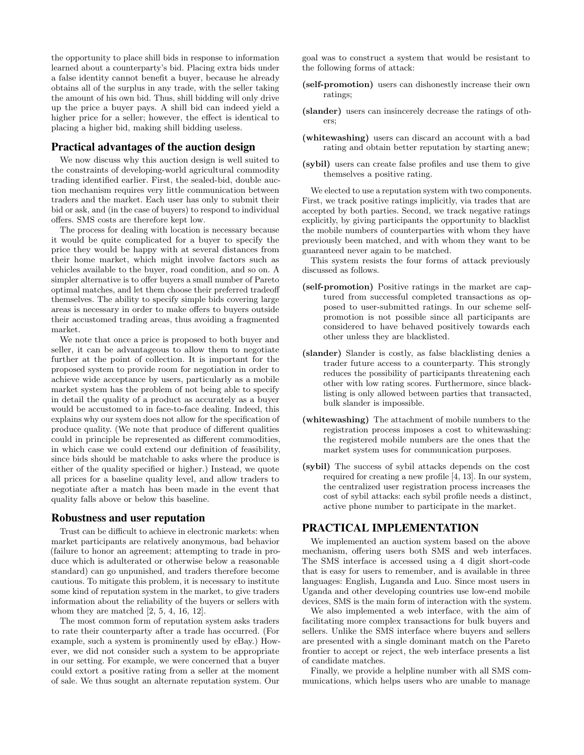the opportunity to place shill bids in response to information learned about a counterparty's bid. Placing extra bids under a false identity cannot benefit a buyer, because he already obtains all of the surplus in a trade, with the seller taking the amount of his own bid. Thus, shill bidding will only drive up the price a buyer pays. A shill bid can indeed yield a higher price for a seller; however, the effect is identical to placing a higher bid, making shill bidding useless.

## Practical advantages of the auction design

We now discuss why this auction design is well suited to the constraints of developing-world agricultural commodity trading identified earlier. First, the sealed-bid, double auction mechanism requires very little communication between traders and the market. Each user has only to submit their bid or ask, and (in the case of buyers) to respond to individual offers. SMS costs are therefore kept low.

The process for dealing with location is necessary because it would be quite complicated for a buyer to specify the price they would be happy with at several distances from their home market, which might involve factors such as vehicles available to the buyer, road condition, and so on. A simpler alternative is to offer buyers a small number of Pareto optimal matches, and let them choose their preferred tradeoff themselves. The ability to specify simple bids covering large areas is necessary in order to make offers to buyers outside their accustomed trading areas, thus avoiding a fragmented market.

We note that once a price is proposed to both buyer and seller, it can be advantageous to allow them to negotiate further at the point of collection. It is important for the proposed system to provide room for negotiation in order to achieve wide acceptance by users, particularly as a mobile market system has the problem of not being able to specify in detail the quality of a product as accurately as a buyer would be accustomed to in face-to-face dealing. Indeed, this explains why our system does not allow for the specification of produce quality. (We note that produce of different qualities could in principle be represented as different commodities, in which case we could extend our definition of feasibility, since bids should be matchable to asks where the produce is either of the quality specified or higher.) Instead, we quote all prices for a baseline quality level, and allow traders to negotiate after a match has been made in the event that quality falls above or below this baseline.

## Robustness and user reputation

Trust can be difficult to achieve in electronic markets: when market participants are relatively anonymous, bad behavior (failure to honor an agreement; attempting to trade in produce which is adulterated or otherwise below a reasonable standard) can go unpunished, and traders therefore become cautious. To mitigate this problem, it is necessary to institute some kind of reputation system in the market, to give traders information about the reliability of the buyers or sellers with whom they are matched [2, 5, 4, 16, 12].

The most common form of reputation system asks traders to rate their counterparty after a trade has occurred. (For example, such a system is prominently used by eBay.) However, we did not consider such a system to be appropriate in our setting. For example, we were concerned that a buyer could extort a positive rating from a seller at the moment of sale. We thus sought an alternate reputation system. Our goal was to construct a system that would be resistant to the following forms of attack:

- **(self-promotion)** users can dishonestly increase their own ratings;
- **(slander)** users can insincerely decrease the ratings of others;
- **(whitewashing)** users can discard an account with a bad rating and obtain better reputation by starting anew;
- **(sybil)** users can create false profiles and use them to give themselves a positive rating.

We elected to use a reputation system with two components. First, we track positive ratings implicitly, via trades that are accepted by both parties. Second, we track negative ratings explicitly, by giving participants the opportunity to blacklist the mobile numbers of counterparties with whom they have previously been matched, and with whom they want to be guaranteed never again to be matched.

This system resists the four forms of attack previously discussed as follows.

- **(self-promotion)** Positive ratings in the market are captured from successful completed transactions as opposed to user-submitted ratings. In our scheme self-promotion is not possible since all participants are considered to have behaved positively towards each other unless they are blacklisted.
- **(slander)** Slander is costly, as false blacklisting denies a trader future access to a counterparty. This strongly reduces the possibility of participants threatening each other with low rating scores. Furthermore, since blacklisting is only allowed between parties that transacted, bulk slander is impossible.
- **(whitewashing)** The attachment of mobile numbers to the registration process imposes a cost to whitewashing: the registered mobile numbers are the ones that the market system uses for communication purposes.
- **(sybil)** The success of sybil attacks depends on the cost required for creating a new profile [4, 13]. In our system, the centralized user registration process increases the cost of sybil attacks: each sybil profile needs a distinct, active phone number to participate in the market.

# PRACTICAL IMPLEMENTATION

We implemented an auction system based on the above mechanism, offering users both SMS and web interfaces. The SMS interface is accessed using a 4 digit short-code that is easy for users to remember, and is available in three languages: English, Luganda and Luo. Since most users in Uganda and other developing countries use low-end mobile devices, SMS is the main form of interaction with the system.

We also implemented a web interface, with the aim of facilitating more complex transactions for bulk buyers and sellers. Unlike the SMS interface where buyers and sellers are presented with a single dominant match on the Pareto frontier to accept or reject, the web interface presents a list of candidate matches.

Finally, we provide a helpline number with all SMS communications, which helps users who are unable to manage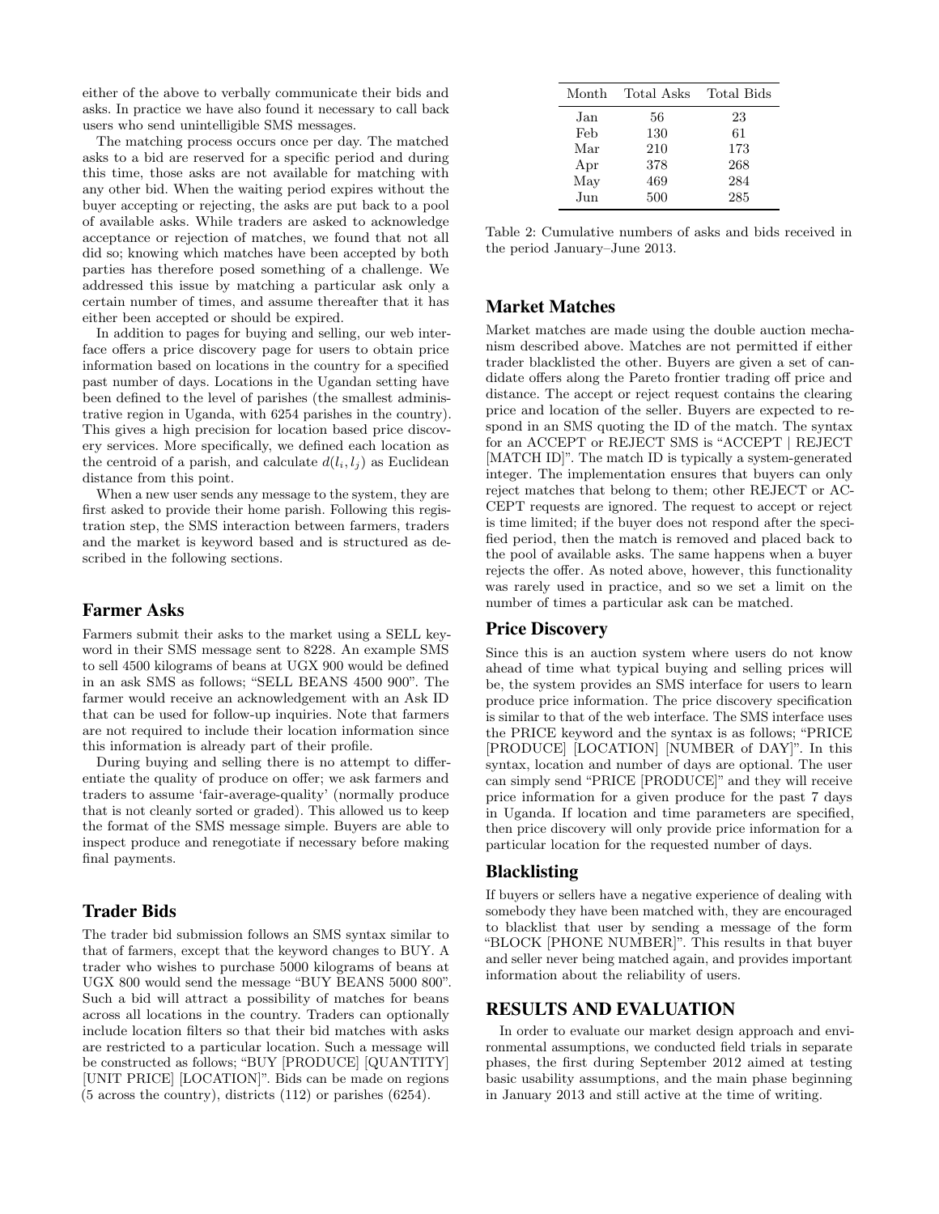either of the above to verbally communicate their bids and asks. In practice we have also found it necessary to call back users who send unintelligible SMS messages.

The matching process occurs once per day. The matched asks to a bid are reserved for a specific period and during this time, those asks are not available for matching with any other bid. When the waiting period expires without the buyer accepting or rejecting, the asks are put back to a pool of available asks. While traders are asked to acknowledge acceptance or rejection of matches, we found that not all did so; knowing which matches have been accepted by both parties has therefore posed something of a challenge. We addressed this issue by matching a particular ask only a certain number of times, and assume thereafter that it has either been accepted or should be expired.

In addition to pages for buying and selling, our web interface offers a price discovery page for users to obtain price information based on locations in the country for a specified past number of days. Locations in the Ugandan setting have been defined to the level of parishes (the smallest administrative region in Uganda, with 6254 parishes in the country). This gives a high precision for location based price discovery services. More specifically, we defined each location as the centroid of a parish, and calculate $d(l_i, l_j)$ as Euclidean distance from this point.

When a new user sends any message to the system, they are first asked to provide their home parish. Following this registration step, the SMS interaction between farmers, traders and the market is keyword based and is structured as described in the following sections.

## Farmer Asks

Farmers submit their asks to the market using a SELL keyword in their SMS message sent to 8228. An example SMS to sell 4500 kilograms of beans at UGX 900 would be defined in an ask SMS as follows; "SELL BEANS 4500 900". The farmer would receive an acknowledgement with an Ask ID that can be used for follow-up inquiries. Note that farmers are not required to include their location information since this information is already part of their profile.

During buying and selling there is no attempt to differentiate the quality of produce on offer; we ask farmers and traders to assume 'fair-average-quality' (normally produce that is not cleanly sorted or graded). This allowed us to keep the format of the SMS message simple. Buyers are able to inspect produce and renegotiate if necessary before making final payments.

## Trader Bids

The trader bid submission follows an SMS syntax similar to that of farmers, except that the keyword changes to BUY. A trader who wishes to purchase 5000 kilograms of beans at UGX 800 would send the message "BUY BEANS 5000 800". Such a bid will attract a possibility of matches for beans across all locations in the country. Traders can optionally include location filters so that their bid matches with asks are restricted to a particular location. Such a message will be constructed as follows; "BUY [PRODUCE] [QUANTITY] [UNIT PRICE] [LOCATION]". Bids can be made on regions (5 across the country), districts (112) or parishes (6254).

| Month | Total Asks | Total Bids |
|---|---|---|
| Jan | 56 | 23 |
| Feb | 130 | 61 |
| Mar | 210 | 173 |
| Apr | 378 | 268 |
| May | 469 | 284 |
| Jun | 500 | 285 |

Table 2: Cumulative numbers of asks and bids received in the period January–June 2013.

## Market Matches

Market matches are made using the double auction mechanism described above. Matches are not permitted if either trader blacklisted the other. Buyers are given a set of candidate offers along the Pareto frontier trading off price and distance. The accept or reject request contains the clearing price and location of the seller. Buyers are expected to respond in an SMS quoting the ID of the match. The syntax for an ACCEPT or REJECT SMS is "ACCEPT | REJECT [MATCH ID]". The match ID is typically a system-generated integer. The implementation ensures that buyers can only reject matches that belong to them; other REJECT or ACCEPT requests are ignored. The request to accept or reject is time limited; if the buyer does not respond after the specified period, then the match is removed and placed back to the pool of available asks. The same happens when a buyer rejects the offer. As noted above, however, this functionality was rarely used in practice, and so we set a limit on the number of times a particular ask can be matched.

## Price Discovery

Since this is an auction system where users do not know ahead of time what typical buying and selling prices will be, the system provides an SMS interface for users to learn produce price information. The price discovery specification is similar to that of the web interface. The SMS interface uses the PRICE keyword and the syntax is as follows; "PRICE [PRODUCE] [LOCATION] [NUMBER of DAY]". In this syntax, location and number of days are optional. The user can simply send "PRICE [PRODUCE]" and they will receive price information for a given produce for the past 7 days in Uganda. If location and time parameters are specified, then price discovery will only provide price information for a particular location for the requested number of days.

## Blacklisting

If buyers or sellers have a negative experience of dealing with somebody they have been matched with, they are encouraged to blacklist that user by sending a message of the form "BLOCK [PHONE NUMBER]". This results in that buyer and seller never being matched again, and provides important information about the reliability of users.

# RESULTS AND EVALUATION

In order to evaluate our market design approach and environmental assumptions, we conducted field trials in separate phases, the first during September 2012 aimed at testing basic usability assumptions, and the main phase beginning in January 2013 and still active at the time of writing.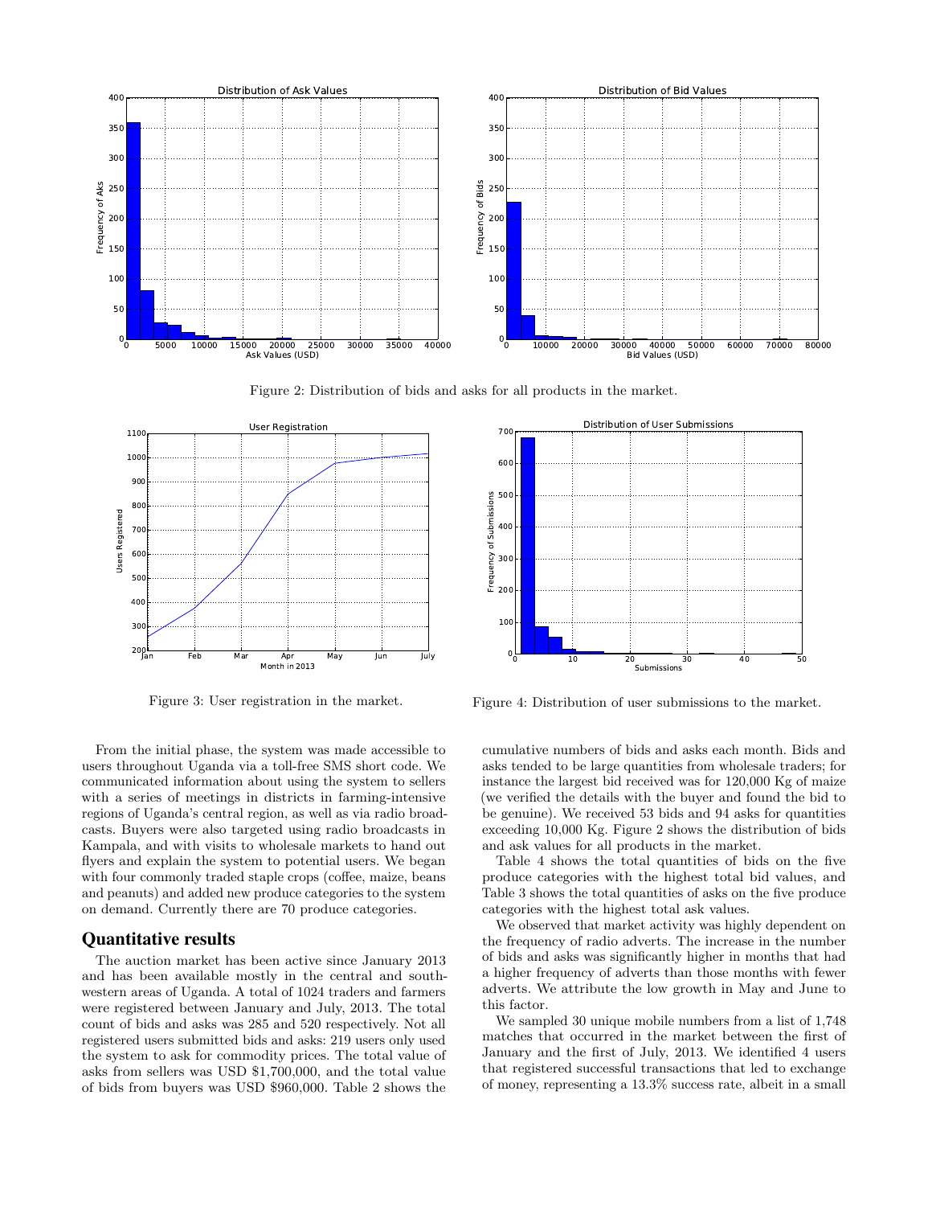Figure 2: Distribution of bids and asks for all products in the market.

Figure 3: User registration in the market.

Figure 4: Distribution of user submissions to the market.

From the initial phase, the system was made accessible to users throughout Uganda via a toll-free SMS short code. We communicated information about using the system to sellers with a series of meetings in districts in farming-intensive regions of Uganda's central region, as well as via radio broadcasts. Buyers were also targeted using radio broadcasts in Kampala, and with visits to wholesale markets to hand out flyers and explain the system to potential users. We began with four commonly traded staple crops (coffee, maize, beans and peanuts) and added new produce categories to the system on demand. Currently there are 70 produce categories.

## Quantitative results

The auction market has been active since January 2013 and has been available mostly in the central and south-western areas of Uganda. A total of 1024 traders and farmers were registered between January and July, 2013. The total count of bids and asks was 285 and 520 respectively. Not all registered users submitted bids and asks: 219 users only used the system to ask for commodity prices. The total value of asks from sellers was USD $1,700,000, and the total value of bids from buyers was USD $960,000. Table 2 shows the cumulative numbers of bids and asks each month. Bids and asks tended to be large quantities from wholesale traders; for instance the largest bid received was for 120,000 Kg of maize (we verified the details with the buyer and found the bid to be genuine). We received 53 bids and 94 asks for quantities exceeding 10,000 Kg. Figure 2 shows the distribution of bids and ask values for all products in the market.

Table 4 shows the total quantities of bids on the five produce categories with the highest total bid values, and Table 3 shows the total quantities of asks on the five produce categories with the highest total ask values.

We observed that market activity was highly dependent on the frequency of radio adverts. The increase in the number of bids and asks was significantly higher in months that had a higher frequency of adverts than those months with fewer adverts. We attribute the low growth in May and June to this factor.

We sampled 30 unique mobile numbers from a list of 1,748 matches that occurred in the market between the first of January and the first of July, 2013. We identified 4 users that registered successful transactions that led to exchange of money, representing a 13.3% success rate, albeit in a small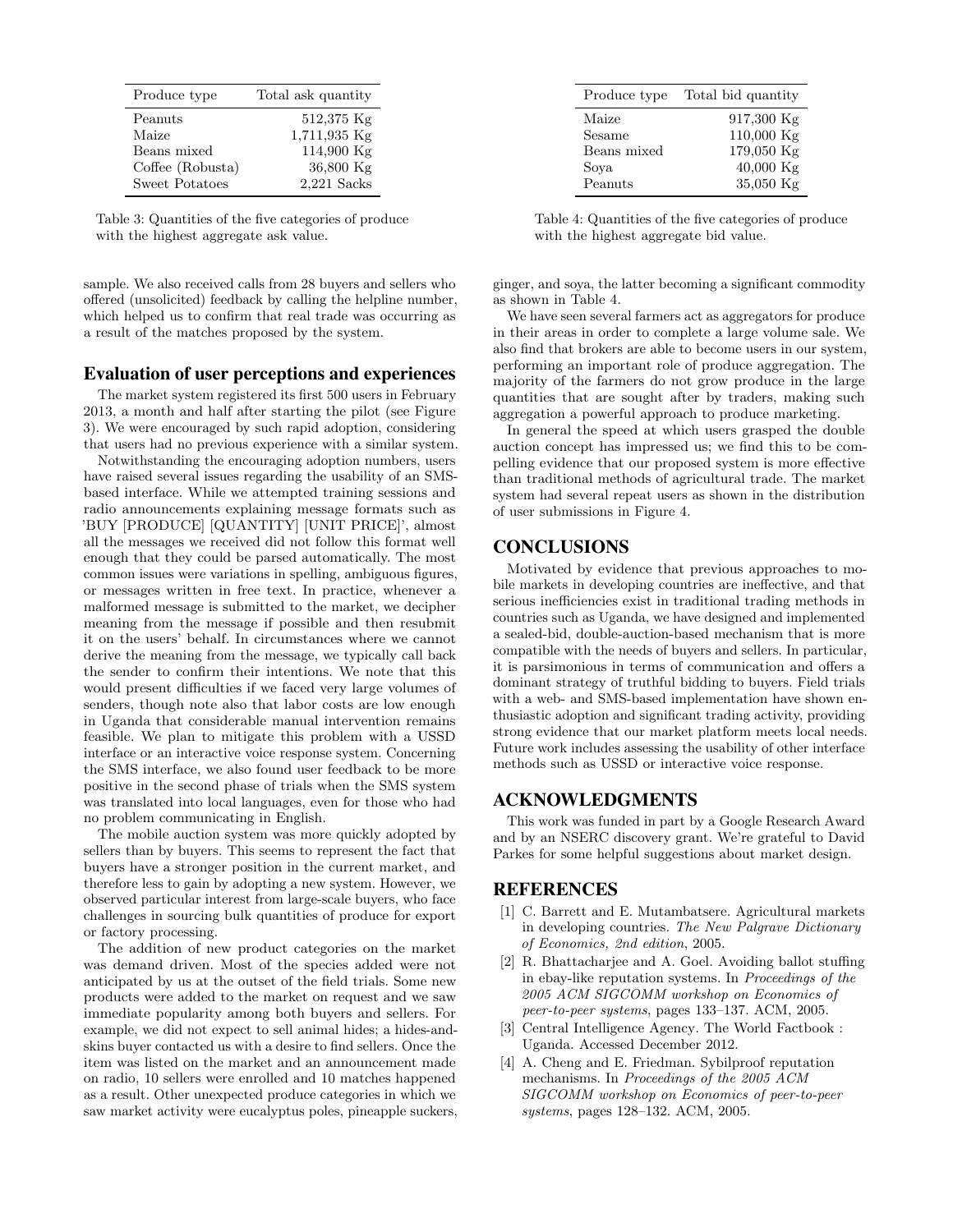| Produce type | Total ask quantity |
|---|---|
| Peanuts | 512,375 Kg |
| Maize | 1,711,935 Kg |
| Beans mixed | 114,900 Kg |
| Coffee (Robusta) | 36,800 Kg |
| Sweet Potatoes | 2,221 Sacks |

Table 3: Quantities of the five categories of produce with the highest aggregate ask value.

| Produce type | Total bid quantity |
|---|---|
| Maize | 917,300 Kg |
| Sesame | 110,000 Kg |
| Beans mixed | 179,050 Kg |
| Soya | 40,000 Kg |
| Peanuts | 35,050 Kg |

Table 4: Quantities of the five categories of produce with the highest aggregate bid value.

sample. We also received calls from 28 buyers and sellers who offered (unsolicited) feedback by calling the helpline number, which helped us to confirm that real trade was occurring as a result of the matches proposed by the system.

## Evaluation of user perceptions and experiences

The market system registered its first 500 users in February 2013, a month and half after starting the pilot (see Figure 3). We were encouraged by such rapid adoption, considering that users had no previous experience with a similar system.

Notwithstanding the encouraging adoption numbers, users have raised several issues regarding the usability of an SMS-based interface. While we attempted training sessions and radio announcements explaining message formats such as 'BUY [PRODUCE] [QUANTITY] [UNIT PRICE]', almost all the messages we received did not follow this format well enough that they could be parsed automatically. The most common issues were variations in spelling, ambiguous figures, or messages written in free text. In practice, whenever a malformed message is submitted to the market, we decipher meaning from the message if possible and then resubmit it on the users' behalf. In circumstances where we cannot derive the meaning from the message, we typically call back the sender to confirm their intentions. We note that this would present difficulties if we faced very large volumes of senders, though note also that labor costs are low enough in Uganda that considerable manual intervention remains feasible. We plan to mitigate this problem with a USSD interface or an interactive voice response system. Concerning the SMS interface, we also found user feedback to be more positive in the second phase of trials when the SMS system was translated into local languages, even for those who had no problem communicating in English.

The mobile auction system was more quickly adopted by sellers than by buyers. This seems to represent the fact that buyers have a stronger position in the current market, and therefore less to gain by adopting a new system. However, we observed particular interest from large-scale buyers, who face challenges in sourcing bulk quantities of produce for export or factory processing.

The addition of new product categories on the market was demand driven. Most of the species added were not anticipated by us at the outset of the field trials. Some new products were added to the market on request and we saw immediate popularity among both buyers and sellers. For example, we did not expect to sell animal hides; a hides-and-skins buyer contacted us with a desire to find sellers. Once the item was listed on the market and an announcement made on radio, 10 sellers were enrolled and 10 matches happened as a result. Other unexpected produce categories in which we saw market activity were eucalyptus poles, pineapple suckers, ginger, and soya, the latter becoming a significant commodity as shown in Table 4.

We have seen several farmers act as aggregators for produce in their areas in order to complete a large volume sale. We also find that brokers are able to become users in our system, performing an important role of produce aggregation. The majority of the farmers do not grow produce in the large quantities that are sought after by traders, making such aggregation a powerful approach to produce marketing.

In general the speed at which users grasped the double auction concept has impressed us; we find this to be compelling evidence that our proposed system is more effective than traditional methods of agricultural trade. The market system had several repeat users as shown in the distribution of user submissions in Figure 4.

# CONCLUSIONS

Motivated by evidence that previous approaches to mobile markets in developing countries are ineffective, and that serious inefficiencies exist in traditional trading methods in countries such as Uganda, we have designed and implemented a sealed-bid, double-auction-based mechanism that is more compatible with the needs of buyers and sellers. In particular, it is parsimonious in terms of communication and offers a dominant strategy of truthful bidding to buyers. Field trials with a web- and SMS-based implementation have shown enthusiastic adoption and significant trading activity, providing strong evidence that our market platform meets local needs. Future work includes assessing the usability of other interface methods such as USSD or interactive voice response.

# ACKNOWLEDGMENTS

This work was funded in part by a Google Research Award and by an NSERC discovery grant. We're grateful to David Parkes for some helpful suggestions about market design.

# REFERENCES

[1] C. Barrett and E. Mutambatsere. Agricultural markets in developing countries. *The New Palgrave Dictionary of Economics, 2nd edition*, 2005.

[2] R. Bhattacharjee and A. Goel. Avoiding ballot stuffing in ebay-like reputation systems. In *Proceedings of the 2005 ACM SIGCOMM workshop on Economics of peer-to-peer systems*, pages 133–137. ACM, 2005.

[3] Central Intelligence Agency. The World Factbook : Uganda. Accessed December 2012.

[4] A. Cheng and E. Friedman. Sybilproof reputation mechanisms. In *Proceedings of the 2005 ACM SIGCOMM workshop on Economics of peer-to-peer systems*, pages 128–132. ACM, 2005.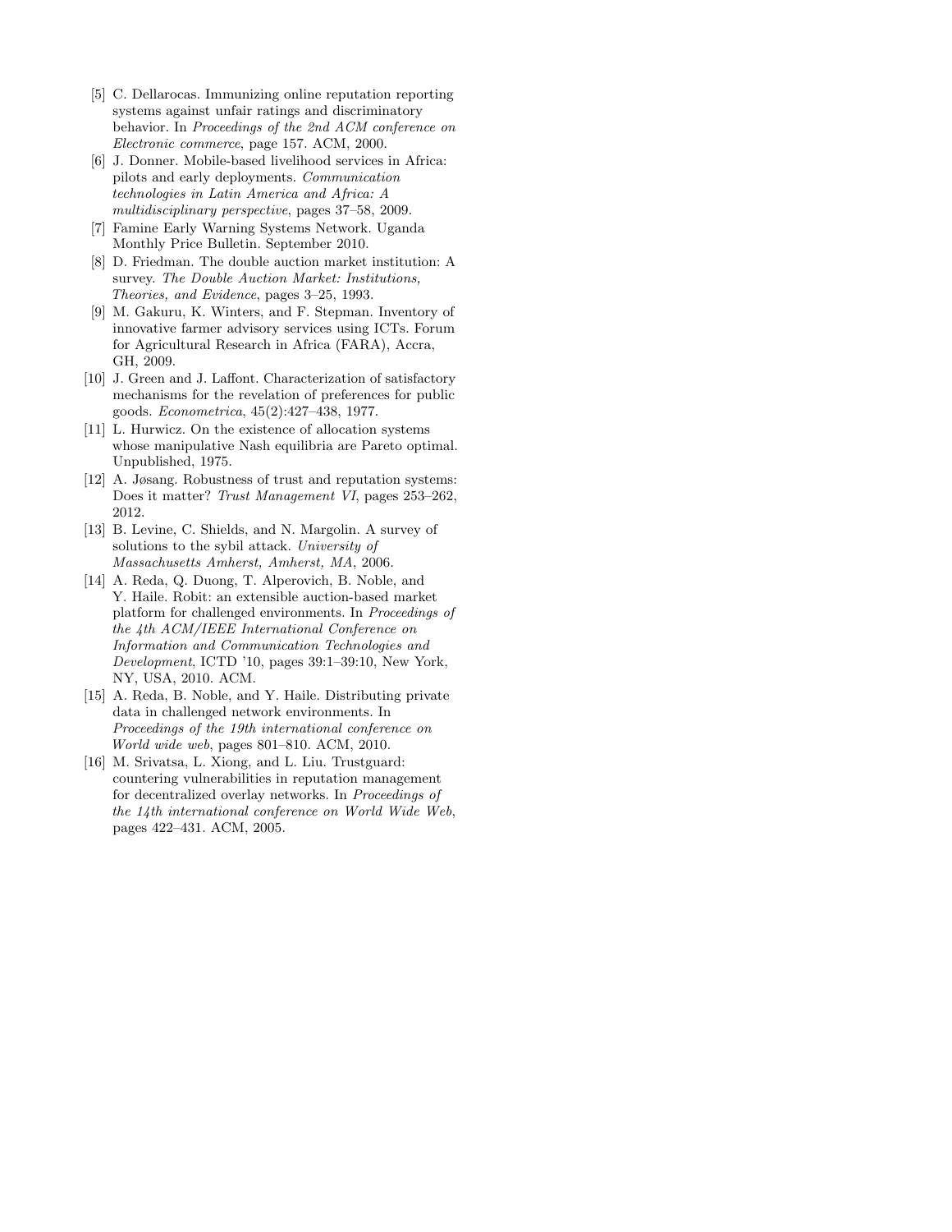[5] C. Dellarocas. Immunizing online reputation reporting systems against unfair ratings and discriminatory behavior. In *Proceedings of the 2nd ACM conference on Electronic commerce*, page 157. ACM, 2000.

[6] J. Donner. Mobile-based livelihood services in Africa: pilots and early deployments. *Communication technologies in Latin America and Africa: A multidisciplinary perspective*, pages 37–58, 2009.

[7] Famine Early Warning Systems Network. Uganda Monthly Price Bulletin. September 2010.

[8] D. Friedman. The double auction market institution: A survey. *The Double Auction Market: Institutions, Theories, and Evidence*, pages 3–25, 1993.

[9] M. Gakuru, K. Winters, and F. Stepman. Inventory of innovative farmer advisory services using ICTs. Forum for Agricultural Research in Africa (FARA), Accra, GH, 2009.

[10] J. Green and J. Laffont. Characterization of satisfactory mechanisms for the revelation of preferences for public goods. *Econometrica*, 45(2):427–438, 1977.

[11] L. Hurwicz. On the existence of allocation systems whose manipulative Nash equilibria are Pareto optimal. Unpublished, 1975.

[12] A. Jøsang. Robustness of trust and reputation systems: Does it matter? *Trust Management VI*, pages 253–262, 2012.

[13] B. Levine, C. Shields, and N. Margolin. A survey of solutions to the sybil attack. *University of Massachusetts Amherst, Amherst, MA*, 2006.

[14] A. Reda, Q. Duong, T. Alperovich, B. Noble, and Y. Haile. Robit: an extensible auction-based market platform for challenged environments. In *Proceedings of the 4th ACM/IEEE International Conference on Information and Communication Technologies and Development*, ICTD '10, pages 39:1–39:10, New York, NY, USA, 2010. ACM.

[15] A. Reda, B. Noble, and Y. Haile. Distributing private data in challenged network environments. In *Proceedings of the 19th international conference on World wide web*, pages 801–810. ACM, 2010.

[16] M. Srivatsa, L. Xiong, and L. Liu. Trustguard: countering vulnerabilities in reputation management for decentralized overlay networks. In *Proceedings of the 14th international conference on World Wide Web*, pages 422–431. ACM, 2005.